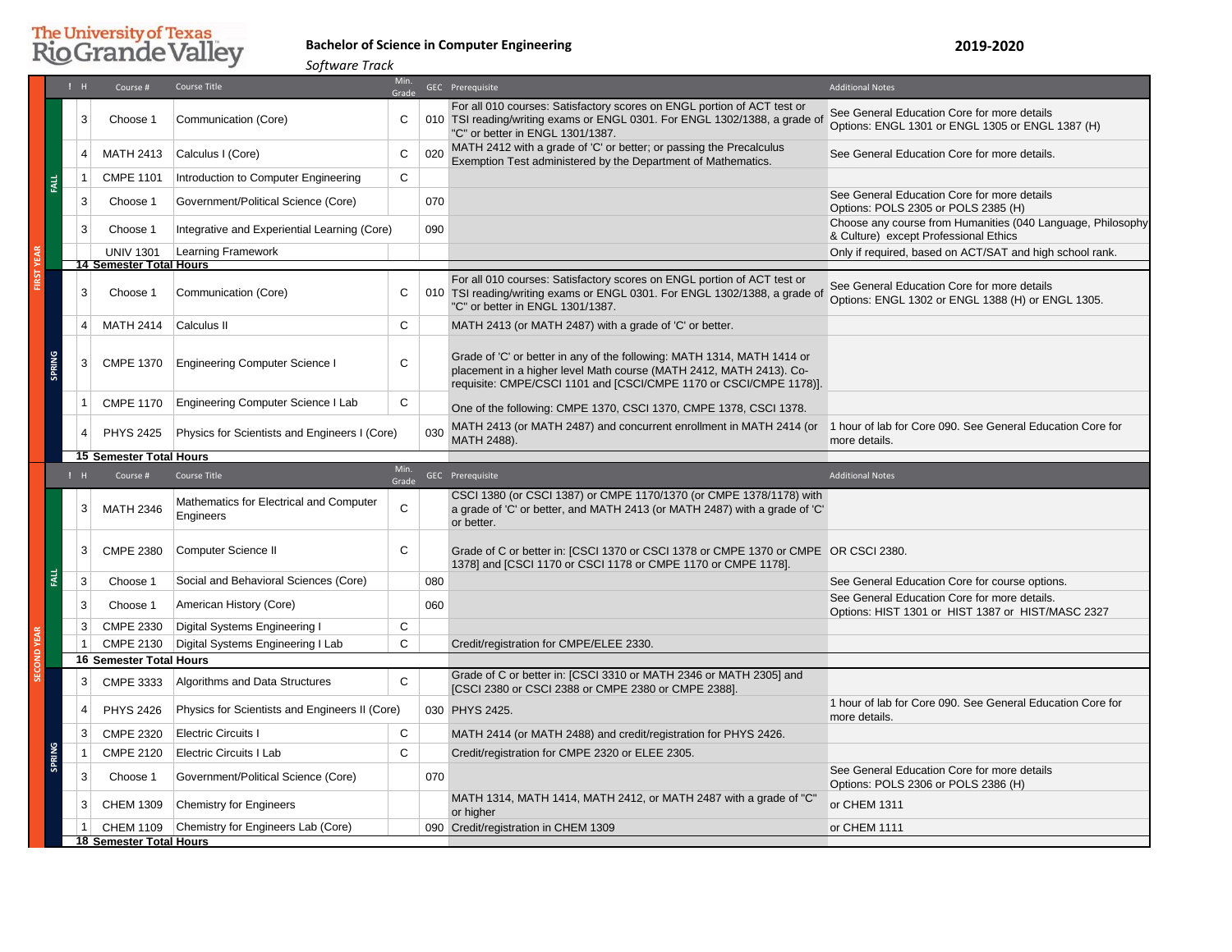# The University of Texas Rio Grande Valley

## Bachelor of Science in Computer Engineering

*Software Track*

**2019-2020**

| Year | Semester | ! | H | Course # | Course Title | Min. Grade | GEC | Prerequisite | Additional Notes |
|---|---|---|---|---|---|---|---|---|---|
| FIRST YEAR | FALL | | 3 | Choose 1 | Communication (Core) | C | 010 | For all 010 courses: Satisfactory scores on ENGL portion of ACT test or TSI reading/writing exams or ENGL 0301. For ENGL 1302/1388, a grade of "C" or better in ENGL 1301/1387. | See General Education Core for more details Options: ENGL 1301 or ENGL 1305 or ENGL 1387 (H) |
| | | | 4 | MATH 2413 | Calculus I (Core) | C | 020 | MATH 2412 with a grade of 'C' or better; or passing the Precalculus Exemption Test administered by the Department of Mathematics. | See General Education Core for more details. |
| | | | 1 | CMPE 1101 | Introduction to Computer Engineering | C | | | |
| | | | 3 | Choose 1 | Government/Political Science (Core) | | 070 | | See General Education Core for more details Options: POLS 2305 or POLS 2385 (H) |
| | | | 3 | Choose 1 | Integrative and Experiential Learning (Core) | | 090 | | Choose any course from Humanities (040 Language, Philosophy & Culture) except Professional Ethics |
| | | | | UNIV 1301 | Learning Framework | | | | Only if required, based on ACT/SAT and high school rank. |
| | | | **14 Semester Total Hours** | | | | | | |
| | SPRING | | 3 | Choose 1 | Communication (Core) | C | 010 | For all 010 courses: Satisfactory scores on ENGL portion of ACT test or TSI reading/writing exams or ENGL 0301. For ENGL 1302/1388, a grade of "C" or better in ENGL 1301/1387. | See General Education Core for more details Options: ENGL 1302 or ENGL 1388 (H) or ENGL 1305. |
| | | | 4 | MATH 2414 | Calculus II | C | | MATH 2413 (or MATH 2487) with a grade of 'C' or better. | |
| | | | 3 | CMPE 1370 | Engineering Computer Science I | C | | Grade of 'C' or better in any of the following: MATH 1314, MATH 1414 or placement in a higher level Math course (MATH 2412, MATH 2413). Co-requisite: CMPE/CSCI 1101 and [CSCI/CMPE 1170 or CSCI/CMPE 1178)]. | |
| | | | 1 | CMPE 1170 | Engineering Computer Science I Lab | C | | One of the following: CMPE 1370, CSCI 1370, CMPE 1378, CSCI 1378. | |
| | | | 4 | PHYS 2425 | Physics for Scientists and Engineers I (Core) | | 030 | MATH 2413 (or MATH 2487) and concurrent enrollment in MATH 2414 (or MATH 2488). | 1 hour of lab for Core 090. See General Education Core for more details. |
| | | | **15 Semester Total Hours** | | | | | | |
| SECOND YEAR | FALL | | 3 | MATH 2346 | Mathematics for Electrical and Computer Engineers | C | | CSCI 1380 (or CSCI 1387) or CMPE 1170/1370 (or CMPE 1378/1178) with a grade of 'C' or better, and MATH 2413 (or MATH 2487) with a grade of 'C' or better. | |
| | | | 3 | CMPE 2380 | Computer Science II | C | | Grade of C or better in: [CSCI 1370 or CSCI 1378 or CMPE 1370 or CMPE 1378] and [CSCI 1170 or CSCI 1178 or CMPE 1170 or CMPE 1178]. | OR CSCI 2380. |
| | | | 3 | Choose 1 | Social and Behavioral Sciences (Core) | | 080 | | See General Education Core for course options. |
| | | | 3 | Choose 1 | American History (Core) | | 060 | | See General Education Core for more details. Options: HIST 1301 or HIST 1387 or HIST/MASC 2327 |
| | | | 3 | CMPE 2330 | Digital Systems Engineering I | C | | | |
| | | | 1 | CMPE 2130 | Digital Systems Engineering I Lab | C | | Credit/registration for CMPE/ELEE 2330. | |
| | | | **16 Semester Total Hours** | | | | | | |
| | SPRING | | 3 | CMPE 3333 | Algorithms and Data Structures | C | | Grade of C or better in: [CSCI 3310 or MATH 2346 or MATH 2305] and [CSCI 2380 or CSCI 2388 or CMPE 2380 or CMPE 2388]. | |
| | | | 4 | PHYS 2426 | Physics for Scientists and Engineers II (Core) | | 030 | PHYS 2425. | 1 hour of lab for Core 090. See General Education Core for more details. |
| | | | 3 | CMPE 2320 | Electric Circuits I | C | | MATH 2414 (or MATH 2488) and credit/registration for PHYS 2426. | |
| | | | 1 | CMPE 2120 | Electric Circuits I Lab | C | | Credit/registration for CMPE 2320 or ELEE 2305. | |
| | | | 3 | Choose 1 | Government/Political Science (Core) | | 070 | | See General Education Core for more details Options: POLS 2306 or POLS 2386 (H) |
| | | | 3 | CHEM 1309 | Chemistry for Engineers | | | MATH 1314, MATH 1414, MATH 2412, or MATH 2487 with a grade of "C" or higher | or CHEM 1311 |
| | | | 1 | CHEM 1109 | Chemistry for Engineers Lab (Core) | | 090 | Credit/registration in CHEM 1309 | or CHEM 1111 |
| | | | **18 Semester Total Hours** | | | | | | |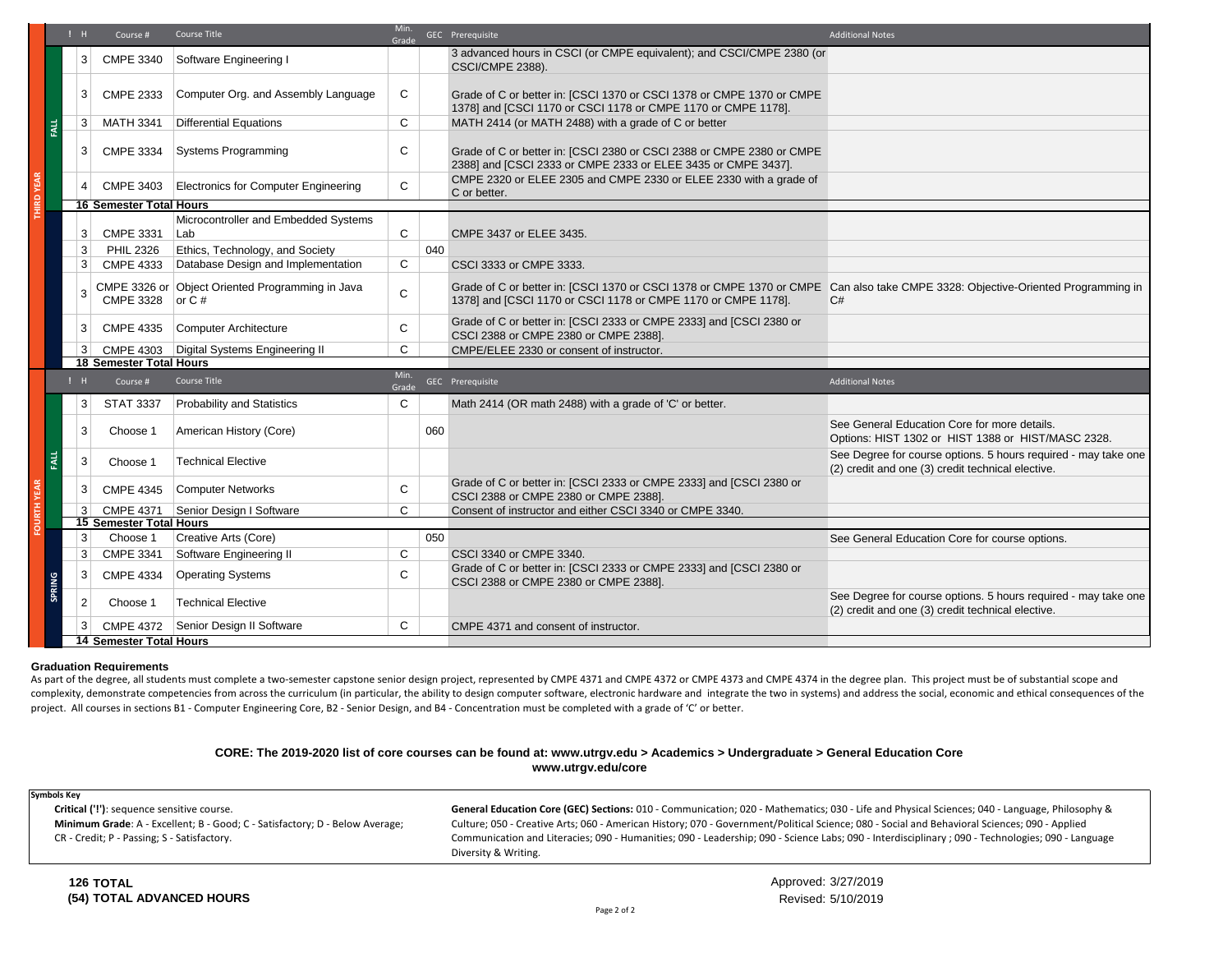| | | ! | H | Course # | Course Title | Min. Grade | GEC | Prerequisite | Additional Notes |
|---|---|---|---|---|---|---|---|---|---|
| THIRD YEAR | FALL | | 3 | CMPE 3340 | Software Engineering I | | | 3 advanced hours in CSCI (or CMPE equivalent); and CSCI/CMPE 2380 (or CSCI/CMPE 2388). | |
| | | | 3 | CMPE 2333 | Computer Org. and Assembly Language | C | | Grade of C or better in: [CSCI 1370 or CSCI 1378 or CMPE 1370 or CMPE 1378] and [CSCI 1170 or CSCI 1178 or CMPE 1170 or CMPE 1178]. | |
| | | | 3 | MATH 3341 | Differential Equations | C | | MATH 2414 (or MATH 2488) with a grade of C or better | |
| | | | 3 | CMPE 3334 | Systems Programming | C | | Grade of C or better in: [CSCI 2380 or CSCI 2388 or CMPE 2380 or CMPE 2388] and [CSCI 2333 or CMPE 2333 or ELEE 3435 or CMPE 3437]. | |
| | | | 4 | CMPE 3403 | Electronics for Computer Engineering | C | | CMPE 2320 or ELEE 2305 and CMPE 2330 or ELEE 2330 with a grade of C or better. | |
| | | | **16 Semester Total Hours** | | | | | | |
| | SPRING | | 3 | CMPE 3331 | Microcontroller and Embedded Systems Lab | C | | CMPE 3437 or ELEE 3435. | |
| | | | 3 | PHIL 2326 | Ethics, Technology, and Society | | 040 | | |
| | | | 3 | CMPE 4333 | Database Design and Implementation | C | | CSCI 3333 or CMPE 3333. | |
| | | | 3 | CMPE 3326 or CMPE 3328 | Object Oriented Programming in Java or C # | C | | Grade of C or better in: [CSCI 1370 or CSCI 1378 or CMPE 1370 or CMPE 1378] and [CSCI 1170 or CSCI 1178 or CMPE 1170 or CMPE 1178]. | Can also take CMPE 3328: Objective-Oriented Programming in C# |
| | | | 3 | CMPE 4335 | Computer Architecture | C | | Grade of C or better in: [CSCI 2333 or CMPE 2333] and [CSCI 2380 or CSCI 2388 or CMPE 2380 or CMPE 2388]. | |
| | | | 3 | CMPE 4303 | Digital Systems Engineering II | C | | CMPE/ELEE 2330 or consent of instructor. | |
| | | | **18 Semester Total Hours** | | | | | | |
| | | ! | H | Course # | Course Title | Min. Grade | GEC | Prerequisite | Additional Notes |
| FOURTH YEAR | FALL | | 3 | STAT 3337 | Probability and Statistics | C | | Math 2414 (OR math 2488) with a grade of 'C' or better. | |
| | | | 3 | Choose 1 | American History (Core) | | 060 | | See General Education Core for more details. Options: HIST 1302 or HIST 1388 or HIST/MASC 2328. |
| | | | 3 | Choose 1 | Technical Elective | | | | See Degree for course options. 5 hours required - may take one (2) credit and one (3) credit technical elective. |
| | | | 3 | CMPE 4345 | Computer Networks | C | | Grade of C or better in: [CSCI 2333 or CMPE 2333] and [CSCI 2380 or CSCI 2388 or CMPE 2380 or CMPE 2388]. | |
| | | | 3 | CMPE 4371 | Senior Design I Software | C | | Consent of instructor and either CSCI 3340 or CMPE 3340. | |
| | | | **15 Semester Total Hours** | | | | | | |
| | SPRING | | 3 | Choose 1 | Creative Arts (Core) | | 050 | | See General Education Core for course options. |
| | | | 3 | CMPE 3341 | Software Engineering II | C | | CSCI 3340 or CMPE 3340. | |
| | | | 3 | CMPE 4334 | Operating Systems | C | | Grade of C or better in: [CSCI 2333 or CMPE 2333] and [CSCI 2380 or CSCI 2388 or CMPE 2380 or CMPE 2388]. | |
| | | | 2 | Choose 1 | Technical Elective | | | | See Degree for course options. 5 hours required - may take one (2) credit and one (3) credit technical elective. |
| | | | 3 | CMPE 4372 | Senior Design II Software | C | | CMPE 4371 and consent of instructor. | |
| | | | **14 Semester Total Hours** | | | | | | |

**Graduation Requirements**

As part of the degree, all students must complete a two-semester capstone senior design project, represented by CMPE 4371 and CMPE 4372 or CMPE 4373 and CMPE 4374 in the degree plan. This project must be of substantial scope and complexity, demonstrate competencies from across the curriculum (in particular, the ability to design computer software, electronic hardware and integrate the two in systems) and address the social, economic and ethical consequences of the project. All courses in sections B1 - Computer Engineering Core, B2 - Senior Design, and B4 - Concentration must be completed with a grade of 'C' or better.

**CORE: The 2019-2020 list of core courses can be found at: www.utrgv.edu > Academics > Undergraduate > General Education Core**
**www.utrgv.edu/core**

**Symbols Key**

**Critical ('!')**: sequence sensitive course.
**Minimum Grade**: A - Excellent; B - Good; C - Satisfactory; D - Below Average; CR - Credit; P - Passing; S - Satisfactory.

**General Education Core (GEC) Sections:** 010 - Communication; 020 - Mathematics; 030 - Life and Physical Sciences; 040 - Language, Philosophy & Culture; 050 - Creative Arts; 060 - American History; 070 - Government/Political Science; 080 - Social and Behavioral Sciences; 090 - Applied Communication and Literacies; 090 - Humanities; 090 - Leadership; 090 - Science Labs; 090 - Interdisciplinary ; 090 - Technologies; 090 - Language Diversity & Writing.

**126 TOTAL**
**(54) TOTAL ADVANCED HOURS**

Approved: 3/27/2019
Revised: 5/10/2019